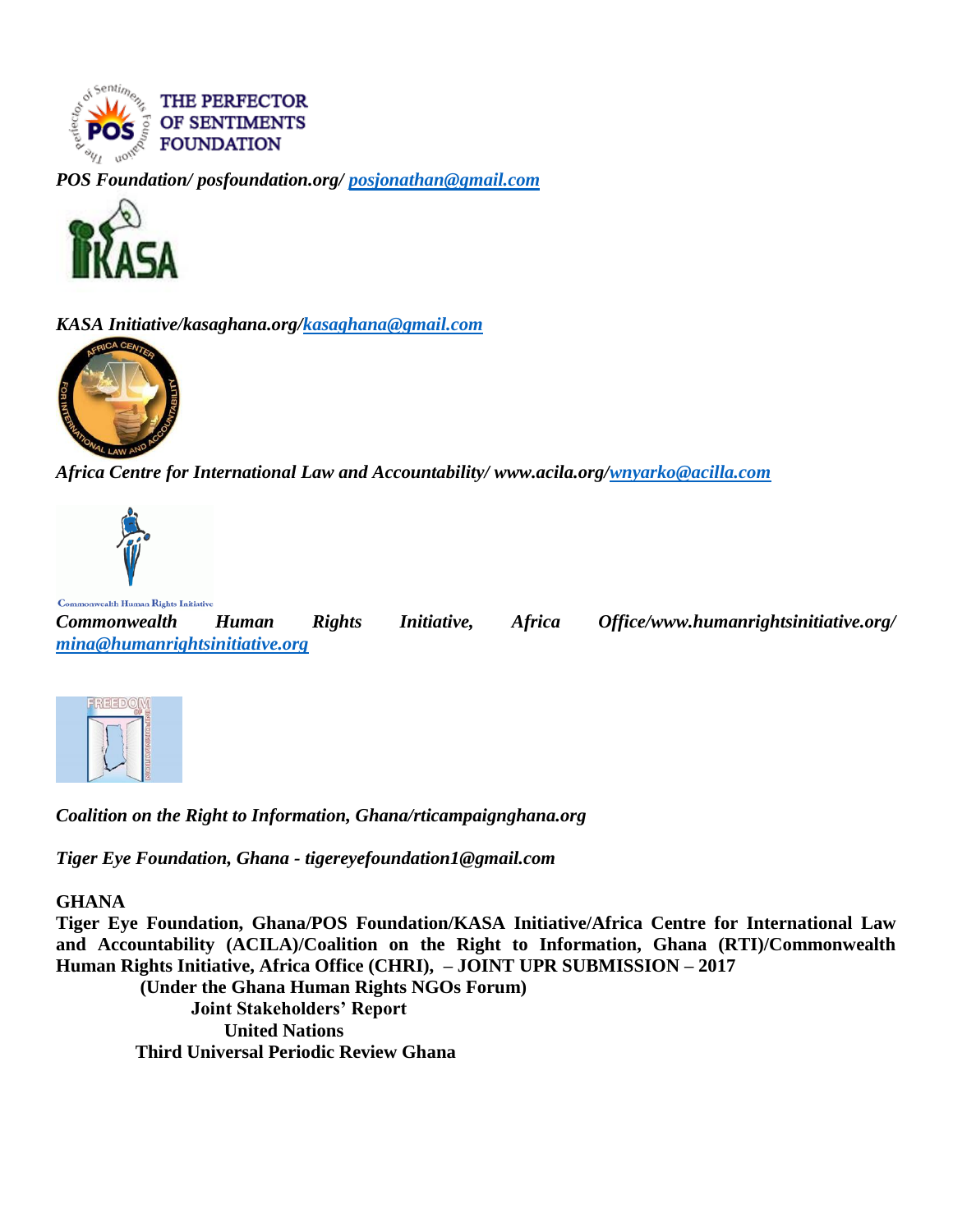*POS Foundation/ posfoundation.org/ posjonathan@gmail.com*

*KASA Initiative/kasaghana.org/kasaghana@gmail.com*

*Africa Centre for International Law and Accountability/ www.acila.org/wnyarko@acilla.com*

*Commonwealth Human Rights Initiative, Africa Office/www.humanrightsinitiative.org/ mina@humanrightsinitiative.org*

*Coalition on the Right to Information, Ghana/rticampaignghana.org*

*Tiger Eye Foundation, Ghana - tigereyefoundation1@gmail.com*

**GHANA**

**Tiger Eye Foundation, Ghana/POS Foundation/KASA Initiative/Africa Centre for International Law and Accountability (ACILA)/Coalition on the Right to Information, Ghana (RTI)/Commonwealth Human Rights Initiative, Africa Office (CHRI), – JOINT UPR SUBMISSION – 2017**

**(Under the Ghana Human Rights NGOs Forum)**

**Joint Stakeholders' Report**

**United Nations**

**Third Universal Periodic Review Ghana**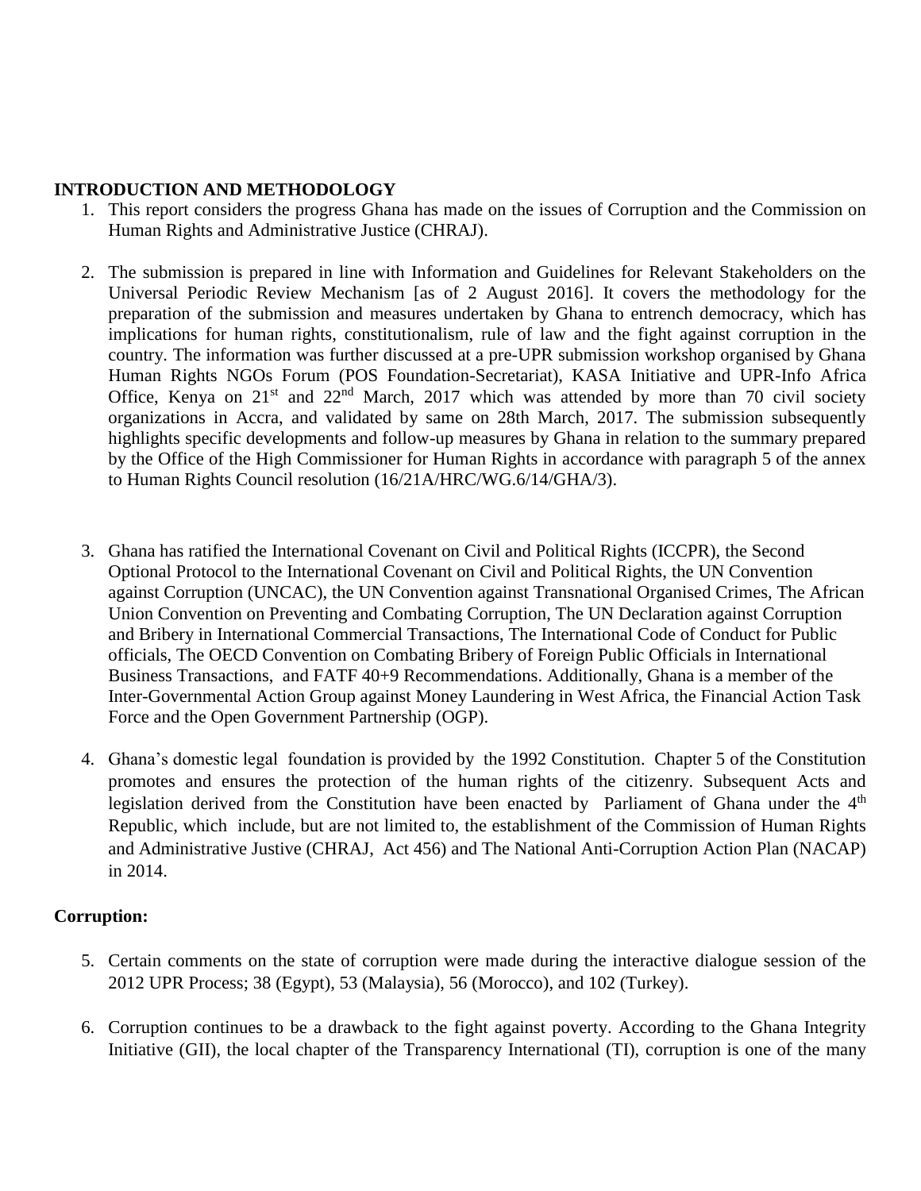**INTRODUCTION AND METHODOLOGY**

1. This report considers the progress Ghana has made on the issues of Corruption and the Commission on Human Rights and Administrative Justice (CHRAJ).

2. The submission is prepared in line with Information and Guidelines for Relevant Stakeholders on the Universal Periodic Review Mechanism [as of 2 August 2016]. It covers the methodology for the preparation of the submission and measures undertaken by Ghana to entrench democracy, which has implications for human rights, constitutionalism, rule of law and the fight against corruption in the country. The information was further discussed at a pre-UPR submission workshop organised by Ghana Human Rights NGOs Forum (POS Foundation-Secretariat), KASA Initiative and UPR-Info Africa Office, Kenya on 21st and 22nd March, 2017 which was attended by more than 70 civil society organizations in Accra, and validated by same on 28th March, 2017. The submission subsequently highlights specific developments and follow-up measures by Ghana in relation to the summary prepared by the Office of the High Commissioner for Human Rights in accordance with paragraph 5 of the annex to Human Rights Council resolution (16/21A/HRC/WG.6/14/GHA/3).

3. Ghana has ratified the International Covenant on Civil and Political Rights (ICCPR), the Second Optional Protocol to the International Covenant on Civil and Political Rights, the UN Convention against Corruption (UNCAC), the UN Convention against Transnational Organised Crimes, The African Union Convention on Preventing and Combating Corruption, The UN Declaration against Corruption and Bribery in International Commercial Transactions, The International Code of Conduct for Public officials, The OECD Convention on Combating Bribery of Foreign Public Officials in International Business Transactions, and FATF 40+9 Recommendations. Additionally, Ghana is a member of the Inter-Governmental Action Group against Money Laundering in West Africa, the Financial Action Task Force and the Open Government Partnership (OGP).

4. Ghana's domestic legal foundation is provided by the 1992 Constitution. Chapter 5 of the Constitution promotes and ensures the protection of the human rights of the citizenry. Subsequent Acts and legislation derived from the Constitution have been enacted by Parliament of Ghana under the 4th Republic, which include, but are not limited to, the establishment of the Commission of Human Rights and Administrative Justive (CHRAJ, Act 456) and The National Anti-Corruption Action Plan (NACAP) in 2014.

**Corruption:**

5. Certain comments on the state of corruption were made during the interactive dialogue session of the 2012 UPR Process; 38 (Egypt), 53 (Malaysia), 56 (Morocco), and 102 (Turkey).

6. Corruption continues to be a drawback to the fight against poverty. According to the Ghana Integrity Initiative (GII), the local chapter of the Transparency International (TI), corruption is one of the many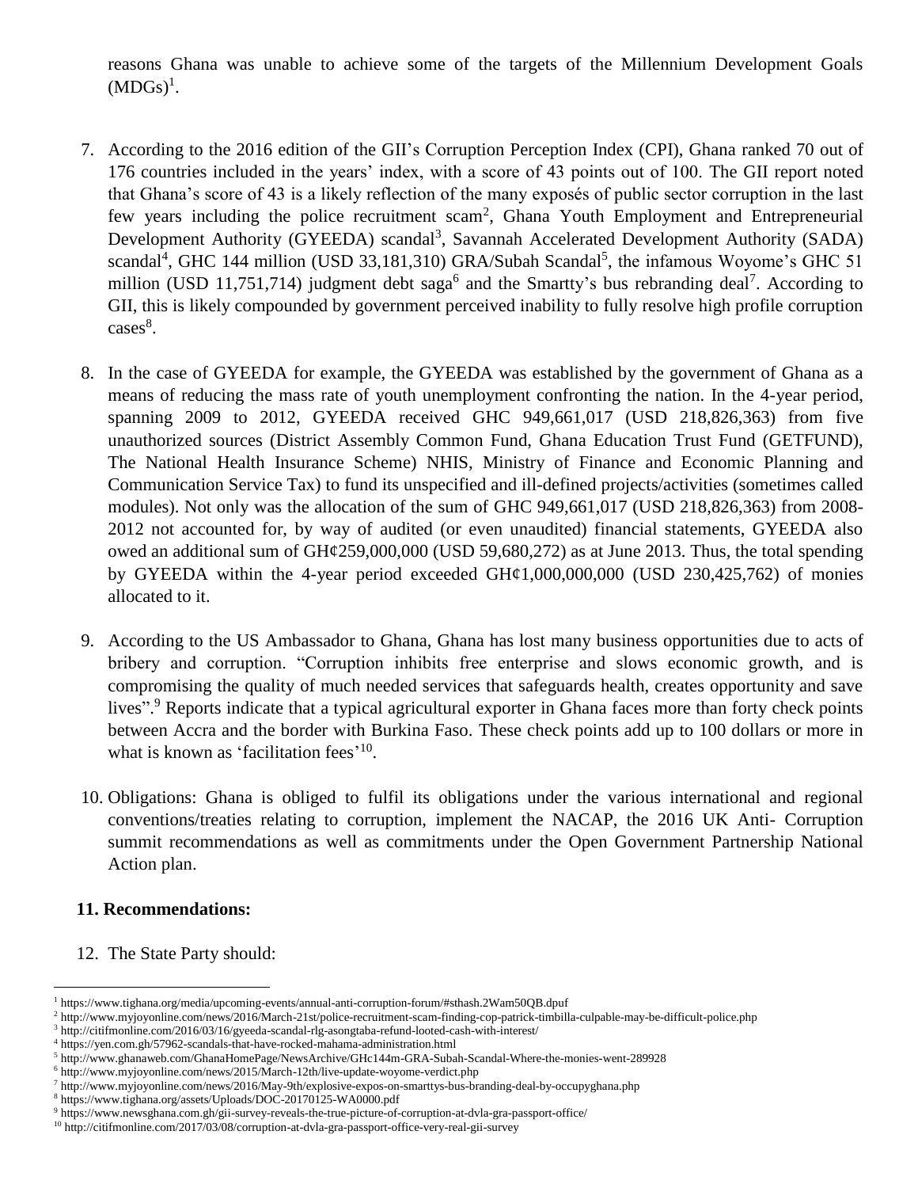reasons Ghana was unable to achieve some of the targets of the Millennium Development Goals (MDGs)[1].

7. According to the 2016 edition of the GII's Corruption Perception Index (CPI), Ghana ranked 70 out of 176 countries included in the years' index, with a score of 43 points out of 100. The GII report noted that Ghana's score of 43 is a likely reflection of the many exposés of public sector corruption in the last few years including the police recruitment scam[2], Ghana Youth Employment and Entrepreneurial Development Authority (GYEEDA) scandal[3], Savannah Accelerated Development Authority (SADA) scandal[4], GHC 144 million (USD 33,181,310) GRA/Subah Scandal[5], the infamous Woyome's GHC 51 million (USD 11,751,714) judgment debt saga[6] and the Smartty's bus rebranding deal[7]. According to GII, this is likely compounded by government perceived inability to fully resolve high profile corruption cases[8].

8. In the case of GYEEDA for example, the GYEEDA was established by the government of Ghana as a means of reducing the mass rate of youth unemployment confronting the nation. In the 4-year period, spanning 2009 to 2012, GYEEDA received GHC 949,661,017 (USD 218,826,363) from five unauthorized sources (District Assembly Common Fund, Ghana Education Trust Fund (GETFUND), The National Health Insurance Scheme) NHIS, Ministry of Finance and Economic Planning and Communication Service Tax) to fund its unspecified and ill-defined projects/activities (sometimes called modules). Not only was the allocation of the sum of GHC 949,661,017 (USD 218,826,363) from 2008-2012 not accounted for, by way of audited (or even unaudited) financial statements, GYEEDA also owed an additional sum of GH¢259,000,000 (USD 59,680,272) as at June 2013. Thus, the total spending by GYEEDA within the 4-year period exceeded GH¢1,000,000,000 (USD 230,425,762) of monies allocated to it.

9. According to the US Ambassador to Ghana, Ghana has lost many business opportunities due to acts of bribery and corruption. "Corruption inhibits free enterprise and slows economic growth, and is compromising the quality of much needed services that safeguards health, creates opportunity and save lives".[9] Reports indicate that a typical agricultural exporter in Ghana faces more than forty check points between Accra and the border with Burkina Faso. These check points add up to 100 dollars or more in what is known as 'facilitation fees'[10].

10. Obligations: Ghana is obliged to fulfil its obligations under the various international and regional conventions/treaties relating to corruption, implement the NACAP, the 2016 UK Anti- Corruption summit recommendations as well as commitments under the Open Government Partnership National Action plan.

**11. Recommendations:**

12. The State Party should:

---

[1] https://www.tighana.org/media/upcoming-events/annual-anti-corruption-forum/#sthash.2Wam50QB.dpuf

[2] http://www.myjoyonline.com/news/2016/March-21st/police-recruitment-scam-finding-cop-patrick-timbilla-culpable-may-be-difficult-police.php

[3] http://citifmonline.com/2016/03/16/gyeeda-scandal-rlg-asongtaba-refund-looted-cash-with-interest/

[4] https://yen.com.gh/57962-scandals-that-have-rocked-mahama-administration.html

[5] http://www.ghanaweb.com/GhanaHomePage/NewsArchive/GHc144m-GRA-Subah-Scandal-Where-the-monies-went-289928

[6] http://www.myjoyonline.com/news/2015/March-12th/live-update-woyome-verdict.php

[7] http://www.myjoyonline.com/news/2016/May-9th/explosive-expos-on-smarttys-bus-branding-deal-by-occupyghana.php

[8] https://www.tighana.org/assets/Uploads/DOC-20170125-WA0000.pdf

[9] https://www.newsghana.com.gh/gii-survey-reveals-the-true-picture-of-corruption-at-dvla-gra-passport-office/

[10] http://citifmonline.com/2017/03/08/corruption-at-dvla-gra-passport-office-very-real-gii-survey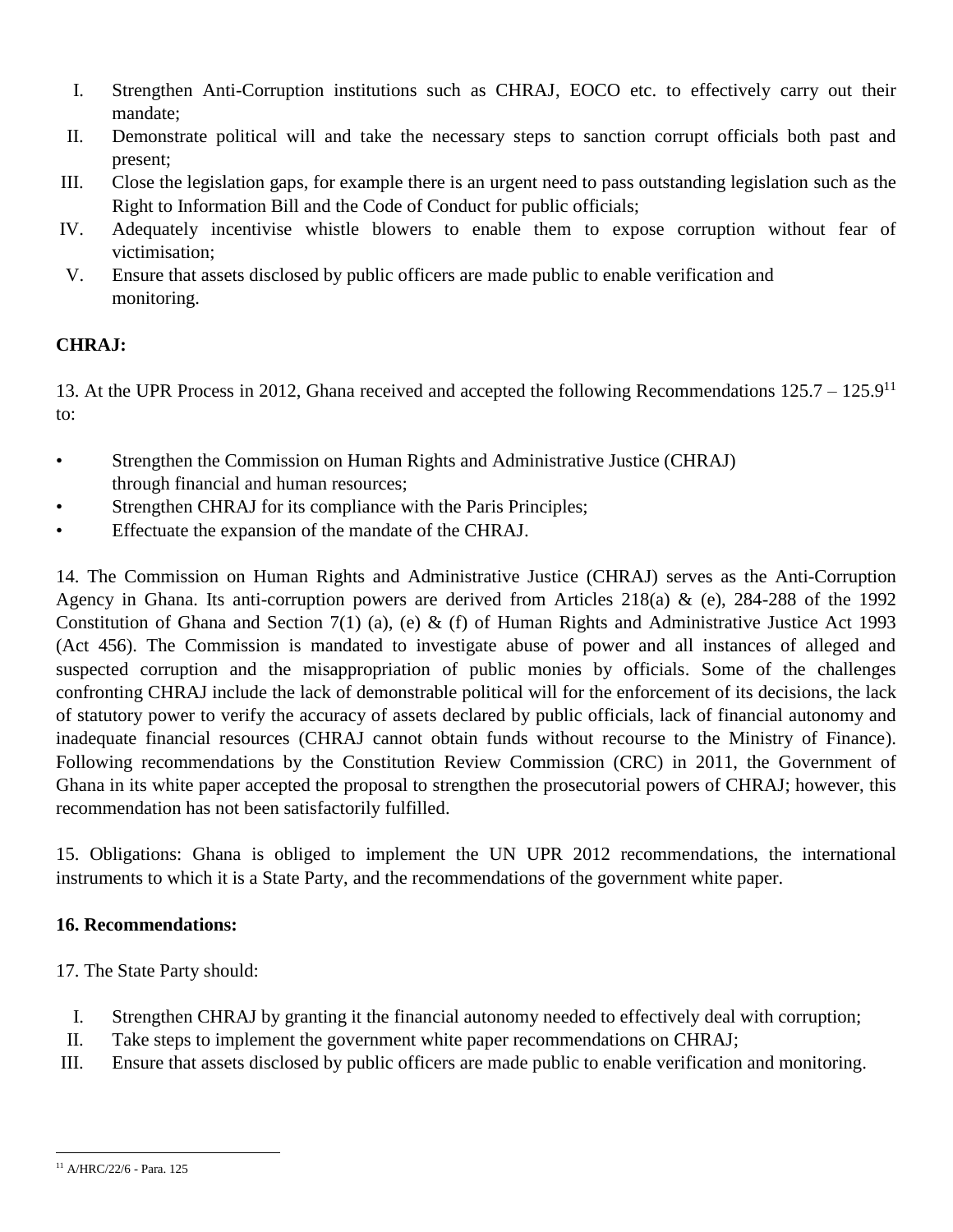I. Strengthen Anti-Corruption institutions such as CHRAJ, EOCO etc. to effectively carry out their mandate;
II. Demonstrate political will and take the necessary steps to sanction corrupt officials both past and present;
III. Close the legislation gaps, for example there is an urgent need to pass outstanding legislation such as the Right to Information Bill and the Code of Conduct for public officials;
IV. Adequately incentivise whistle blowers to enable them to expose corruption without fear of victimisation;
V. Ensure that assets disclosed by public officers are made public to enable verification and monitoring.

**CHRAJ:**

13. At the UPR Process in 2012, Ghana received and accepted the following Recommendations 125.7 – 125.9[11] to:

- Strengthen the Commission on Human Rights and Administrative Justice (CHRAJ) through financial and human resources;
- Strengthen CHRAJ for its compliance with the Paris Principles;
- Effectuate the expansion of the mandate of the CHRAJ.

14. The Commission on Human Rights and Administrative Justice (CHRAJ) serves as the Anti-Corruption Agency in Ghana. Its anti-corruption powers are derived from Articles 218(a) & (e), 284-288 of the 1992 Constitution of Ghana and Section 7(1) (a), (e) & (f) of Human Rights and Administrative Justice Act 1993 (Act 456). The Commission is mandated to investigate abuse of power and all instances of alleged and suspected corruption and the misappropriation of public monies by officials. Some of the challenges confronting CHRAJ include the lack of demonstrable political will for the enforcement of its decisions, the lack of statutory power to verify the accuracy of assets declared by public officials, lack of financial autonomy and inadequate financial resources (CHRAJ cannot obtain funds without recourse to the Ministry of Finance). Following recommendations by the Constitution Review Commission (CRC) in 2011, the Government of Ghana in its white paper accepted the proposal to strengthen the prosecutorial powers of CHRAJ; however, this recommendation has not been satisfactorily fulfilled.

15. Obligations: Ghana is obliged to implement the UN UPR 2012 recommendations, the international instruments to which it is a State Party, and the recommendations of the government white paper.

**16. Recommendations:**

17. The State Party should:

I. Strengthen CHRAJ by granting it the financial autonomy needed to effectively deal with corruption;
II. Take steps to implement the government white paper recommendations on CHRAJ;
III. Ensure that assets disclosed by public officers are made public to enable verification and monitoring.

[11] A/HRC/22/6 - Para. 125